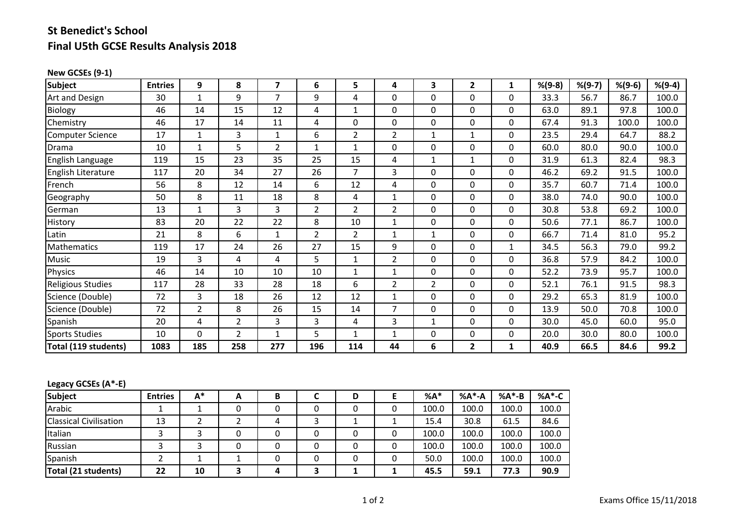# St Benedict's School

## Final U5th GCSE Results Analysis 2018

**New GCSEs (9-1)**

| Subject | Entries | 9 | 8 | 7 | 6 | 5 | 4 | 3 | 2 | 1 | %(9-8) | %(9-7) | %(9-6) | %(9-4) |
|---|---|---|---|---|---|---|---|---|---|---|---|---|---|---|
| Art and Design | 30 | 1 | 9 | 7 | 9 | 4 | 0 | 0 | 0 | 0 | 33.3 | 56.7 | 86.7 | 100.0 |
| Biology | 46 | 14 | 15 | 12 | 4 | 1 | 0 | 0 | 0 | 0 | 63.0 | 89.1 | 97.8 | 100.0 |
| Chemistry | 46 | 17 | 14 | 11 | 4 | 0 | 0 | 0 | 0 | 0 | 67.4 | 91.3 | 100.0 | 100.0 |
| Computer Science | 17 | 1 | 3 | 1 | 6 | 2 | 2 | 1 | 1 | 0 | 23.5 | 29.4 | 64.7 | 88.2 |
| Drama | 10 | 1 | 5 | 2 | 1 | 1 | 0 | 0 | 0 | 0 | 60.0 | 80.0 | 90.0 | 100.0 |
| English Language | 119 | 15 | 23 | 35 | 25 | 15 | 4 | 1 | 1 | 0 | 31.9 | 61.3 | 82.4 | 98.3 |
| English Literature | 117 | 20 | 34 | 27 | 26 | 7 | 3 | 0 | 0 | 0 | 46.2 | 69.2 | 91.5 | 100.0 |
| French | 56 | 8 | 12 | 14 | 6 | 12 | 4 | 0 | 0 | 0 | 35.7 | 60.7 | 71.4 | 100.0 |
| Geography | 50 | 8 | 11 | 18 | 8 | 4 | 1 | 0 | 0 | 0 | 38.0 | 74.0 | 90.0 | 100.0 |
| German | 13 | 1 | 3 | 3 | 2 | 2 | 2 | 0 | 0 | 0 | 30.8 | 53.8 | 69.2 | 100.0 |
| History | 83 | 20 | 22 | 22 | 8 | 10 | 1 | 0 | 0 | 0 | 50.6 | 77.1 | 86.7 | 100.0 |
| Latin | 21 | 8 | 6 | 1 | 2 | 2 | 1 | 1 | 0 | 0 | 66.7 | 71.4 | 81.0 | 95.2 |
| Mathematics | 119 | 17 | 24 | 26 | 27 | 15 | 9 | 0 | 0 | 1 | 34.5 | 56.3 | 79.0 | 99.2 |
| Music | 19 | 3 | 4 | 4 | 5 | 1 | 2 | 0 | 0 | 0 | 36.8 | 57.9 | 84.2 | 100.0 |
| Physics | 46 | 14 | 10 | 10 | 10 | 1 | 1 | 0 | 0 | 0 | 52.2 | 73.9 | 95.7 | 100.0 |
| Religious Studies | 117 | 28 | 33 | 28 | 18 | 6 | 2 | 2 | 0 | 0 | 52.1 | 76.1 | 91.5 | 98.3 |
| Science (Double) | 72 | 3 | 18 | 26 | 12 | 12 | 1 | 0 | 0 | 0 | 29.2 | 65.3 | 81.9 | 100.0 |
| Science (Double) | 72 | 2 | 8 | 26 | 15 | 14 | 7 | 0 | 0 | 0 | 13.9 | 50.0 | 70.8 | 100.0 |
| Spanish | 20 | 4 | 2 | 3 | 3 | 4 | 3 | 1 | 0 | 0 | 30.0 | 45.0 | 60.0 | 95.0 |
| Sports Studies | 10 | 0 | 2 | 1 | 5 | 1 | 1 | 0 | 0 | 0 | 20.0 | 30.0 | 80.0 | 100.0 |
| **Total (119 students)** | **1083** | **185** | **258** | **277** | **196** | **114** | **44** | **6** | **2** | **1** | **40.9** | **66.5** | **84.6** | **99.2** |

**Legacy GCSEs (A*-E)**

| Subject | Entries | A* | A | B | C | D | E | %A* | %A*-A | %A*-B | %A*-C |
|---|---|---|---|---|---|---|---|---|---|---|---|
| Arabic | 1 | 1 | 0 | 0 | 0 | 0 | 0 | 100.0 | 100.0 | 100.0 | 100.0 |
| Classical Civilisation | 13 | 2 | 2 | 4 | 3 | 1 | 1 | 15.4 | 30.8 | 61.5 | 84.6 |
| Italian | 3 | 3 | 0 | 0 | 0 | 0 | 0 | 100.0 | 100.0 | 100.0 | 100.0 |
| Russian | 3 | 3 | 0 | 0 | 0 | 0 | 0 | 100.0 | 100.0 | 100.0 | 100.0 |
| Spanish | 2 | 1 | 1 | 0 | 0 | 0 | 0 | 50.0 | 100.0 | 100.0 | 100.0 |
| **Total (21 students)** | **22** | **10** | **3** | **4** | **3** | **1** | **1** | **45.5** | **59.1** | **77.3** | **90.9** |

Exams Office 15/11/2018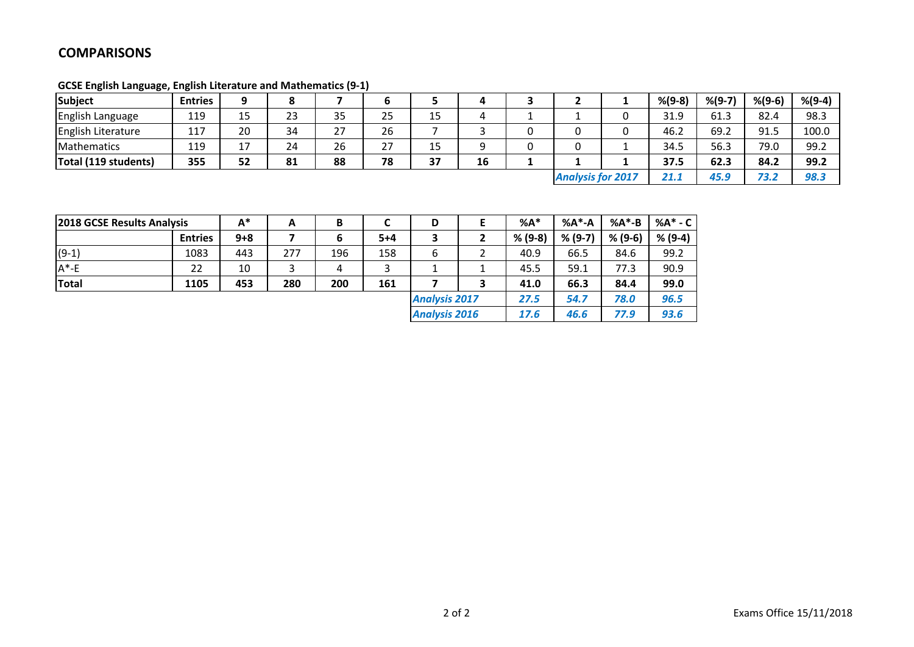## COMPARISONS

**GCSE English Language, English Literature and Mathematics (9-1)**

| Subject | Entries | 9 | 8 | 7 | 6 | 5 | 4 | 3 | 2 | 1 | %(9-8) | %(9-7) | %(9-6) | %(9-4) |
|---|---|---|---|---|---|---|---|---|---|---|---|---|---|---|
| English Language | 119 | 15 | 23 | 35 | 25 | 15 | 4 | 1 | 1 | 0 | 31.9 | 61.3 | 82.4 | 98.3 |
| English Literature | 117 | 20 | 34 | 27 | 26 | 7 | 3 | 0 | 0 | 0 | 46.2 | 69.2 | 91.5 | 100.0 |
| Mathematics | 119 | 17 | 24 | 26 | 27 | 15 | 9 | 0 | 0 | 1 | 34.5 | 56.3 | 79.0 | 99.2 |
| **Total (119 students)** | **355** | **52** | **81** | **88** | **78** | **37** | **16** | **1** | **1** | **1** | **37.5** | **62.3** | **84.2** | **99.2** |
| | | | | | | | | | ***Analysis for 2017*** | | ***21.1*** | ***45.9*** | ***73.2*** | ***98.3*** |

| **2018 GCSE Results Analysis** | | **A*** | **A** | **B** | **C** | **D** | **E** | **%A*** | **%A*-A** | **%A*-B** | **%A* - C** |
|---|---|---|---|---|---|---|---|---|---|---|---|
| | **Entries** | **9+8** | **7** | **6** | **5+4** | **3** | **2** | **% (9-8)** | **% (9-7)** | **% (9-6)** | **% (9-4)** |
| (9-1) | 1083 | 443 | 277 | 196 | 158 | 6 | 2 | 40.9 | 66.5 | 84.6 | 99.2 |
| A*-E | 22 | 10 | 3 | 4 | 3 | 1 | 1 | 45.5 | 59.1 | 77.3 | 90.9 |
| **Total** | **1105** | **453** | **280** | **200** | **161** | **7** | **3** | **41.0** | **66.3** | **84.4** | **99.0** |
| | | | | | | ***Analysis 2017*** | | ***27.5*** | ***54.7*** | ***78.0*** | ***96.5*** |
| | | | | | | ***Analysis 2016*** | | ***17.6*** | ***46.6*** | ***77.9*** | ***93.6*** |

Exams Office 15/11/2018